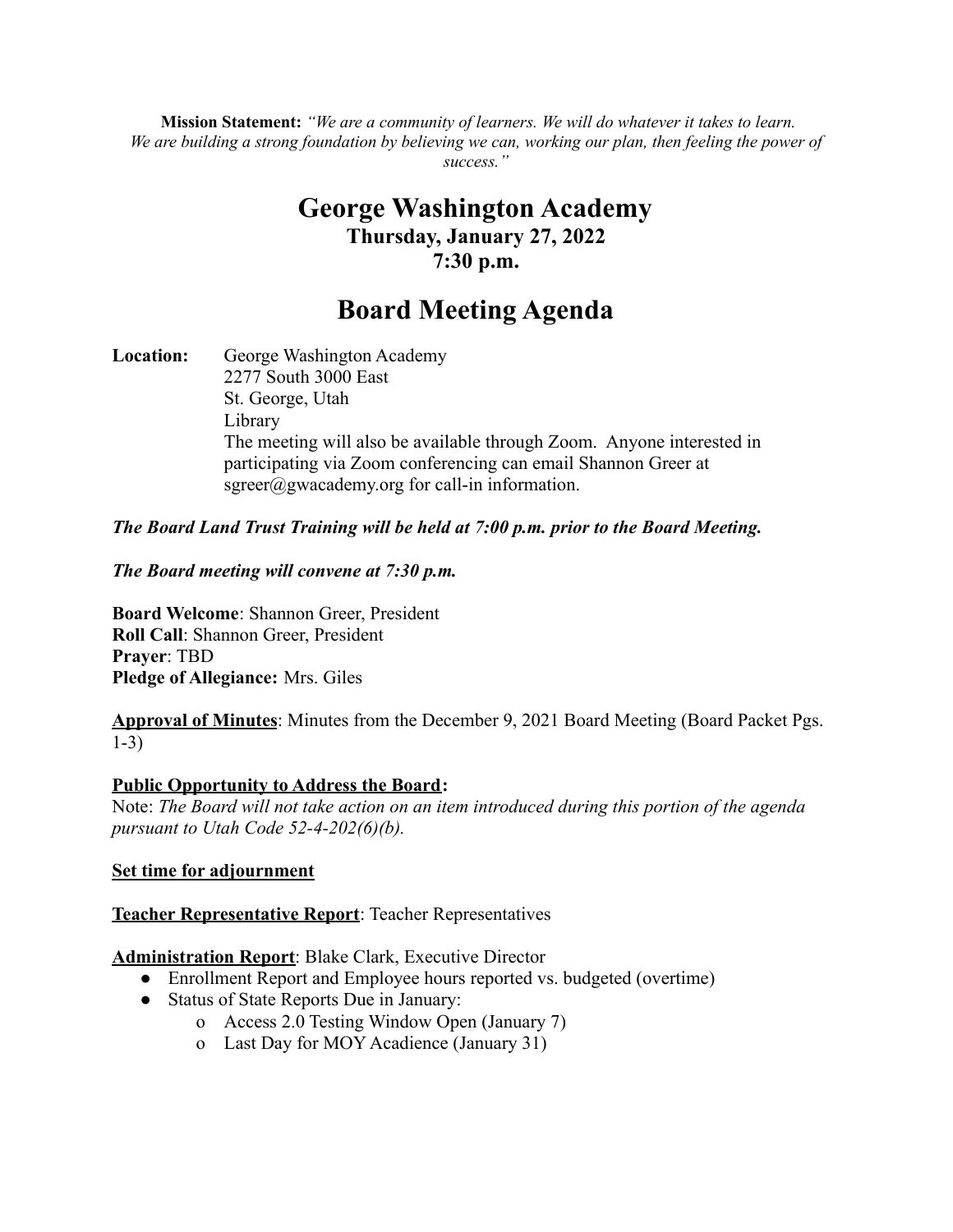**Mission Statement:** *"We are a community of learners. We will do whatever it takes to learn. We are building a strong foundation by believing we can, working our plan, then feeling the power of success."*

# George Washington Academy

### Thursday, January 27, 2022
### 7:30 p.m.

# Board Meeting Agenda

**Location:** George Washington Academy
2277 South 3000 East
St. George, Utah
Library
The meeting will also be available through Zoom. Anyone interested in participating via Zoom conferencing can email Shannon Greer at sgreer@gwacademy.org for call-in information.

***The Board Land Trust Training will be held at 7:00 p.m. prior to the Board Meeting.***

***The Board meeting will convene at 7:30 p.m.***

**Board Welcome**: Shannon Greer, President
**Roll Call**: Shannon Greer, President
**Prayer**: TBD
**Pledge of Allegiance:** Mrs. Giles

**Approval of Minutes**: Minutes from the December 9, 2021 Board Meeting (Board Packet Pgs. 1-3)

**Public Opportunity to Address the Board:**
Note: *The Board will not take action on an item introduced during this portion of the agenda pursuant to Utah Code 52-4-202(6)(b).*

**Set time for adjournment**

**Teacher Representative Report**: Teacher Representatives

**Administration Report**: Blake Clark, Executive Director

- Enrollment Report and Employee hours reported vs. budgeted (overtime)
- Status of State Reports Due in January:
  - Access 2.0 Testing Window Open (January 7)
  - Last Day for MOY Acadience (January 31)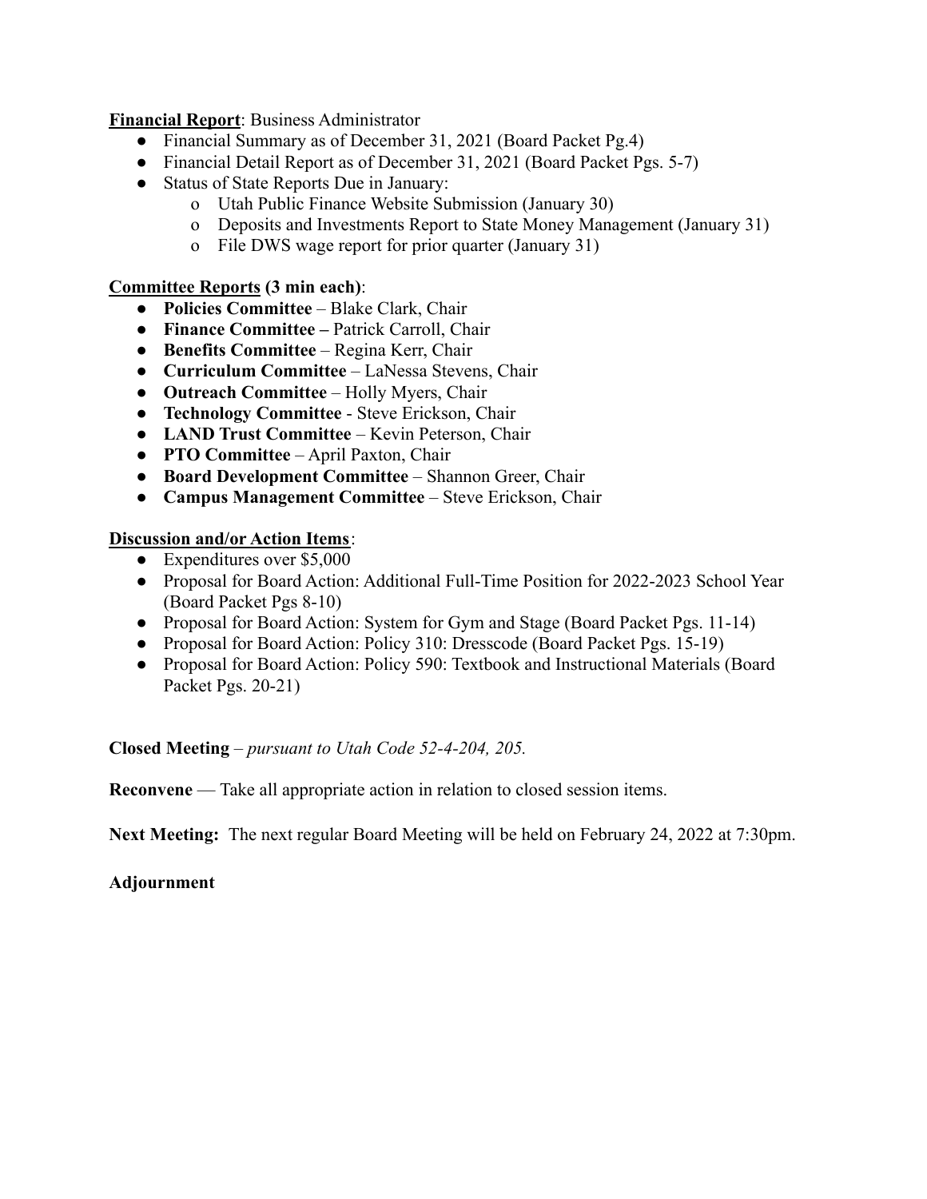**<u>Financial Report</u>**: Business Administrator

- Financial Summary as of December 31, 2021 (Board Packet Pg.4)
- Financial Detail Report as of December 31, 2021 (Board Packet Pgs. 5-7)
- Status of State Reports Due in January:
  - Utah Public Finance Website Submission (January 30)
  - Deposits and Investments Report to State Money Management (January 31)
  - File DWS wage report for prior quarter (January 31)

**<u>Committee Reports</u> (3 min each)**:

- **Policies Committee** – Blake Clark, Chair
- **Finance Committee –** Patrick Carroll, Chair
- **Benefits Committee** – Regina Kerr, Chair
- **Curriculum Committee** – LaNessa Stevens, Chair
- **Outreach Committee** – Holly Myers, Chair
- **Technology Committee** - Steve Erickson, Chair
- **LAND Trust Committee** – Kevin Peterson, Chair
- **PTO Committee** – April Paxton, Chair
- **Board Development Committee** – Shannon Greer, Chair
- **Campus Management Committee** – Steve Erickson, Chair

**<u>Discussion and/or Action Items</u>**:

- Expenditures over $5,000
- Proposal for Board Action: Additional Full-Time Position for 2022-2023 School Year (Board Packet Pgs 8-10)
- Proposal for Board Action: System for Gym and Stage (Board Packet Pgs. 11-14)
- Proposal for Board Action: Policy 310: Dresscode (Board Packet Pgs. 15-19)
- Proposal for Board Action: Policy 590: Textbook and Instructional Materials (Board Packet Pgs. 20-21)

**Closed Meeting** – *pursuant to Utah Code 52-4-204, 205.*

**Reconvene** — Take all appropriate action in relation to closed session items.

**Next Meeting:** The next regular Board Meeting will be held on February 24, 2022 at 7:30pm.

**Adjournment**